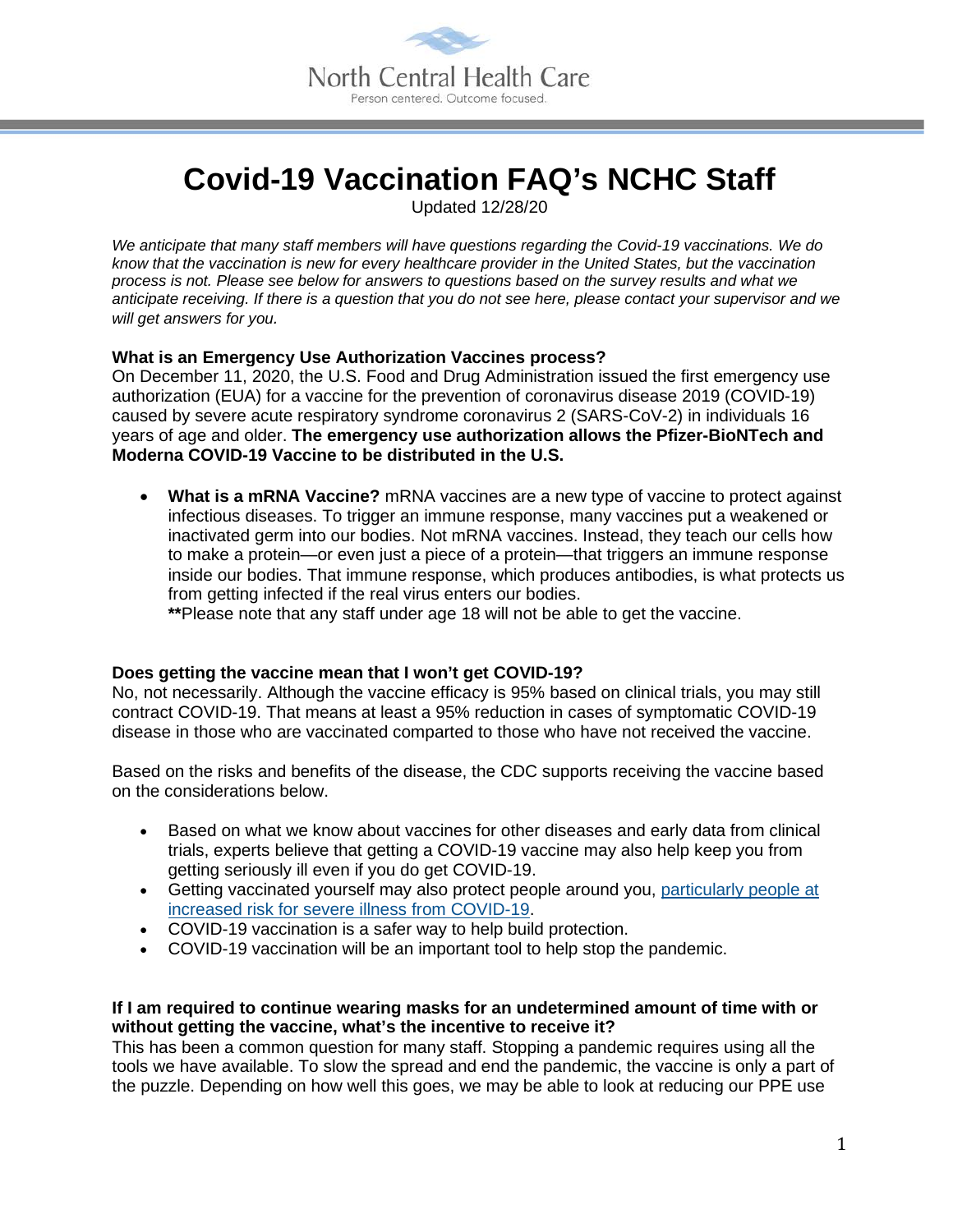# Covid-19 Vaccination FAQ's NCHC Staff

Updated 12/28/20

*We anticipate that many staff members will have questions regarding the Covid-19 vaccinations. We do know that the vaccination is new for every healthcare provider in the United States, but the vaccination process is not. Please see below for answers to questions based on the survey results and what we anticipate receiving. If there is a question that you do not see here, please contact your supervisor and we will get answers for you.*

**What is an Emergency Use Authorization Vaccines process?**

On December 11, 2020, the U.S. Food and Drug Administration issued the first emergency use authorization (EUA) for a vaccine for the prevention of coronavirus disease 2019 (COVID-19) caused by severe acute respiratory syndrome coronavirus 2 (SARS-CoV-2) in individuals 16 years of age and older. **The emergency use authorization allows the Pfizer-BioNTech and Moderna COVID-19 Vaccine to be distributed in the U.S.**

- **What is a mRNA Vaccine?** mRNA vaccines are a new type of vaccine to protect against infectious diseases. To trigger an immune response, many vaccines put a weakened or inactivated germ into our bodies. Not mRNA vaccines. Instead, they teach our cells how to make a protein—or even just a piece of a protein—that triggers an immune response inside our bodies. That immune response, which produces antibodies, is what protects us from getting infected if the real virus enters our bodies.
  **Please note that any staff under age 18 will not be able to get the vaccine.

**Does getting the vaccine mean that I won't get COVID-19?**

No, not necessarily. Although the vaccine efficacy is 95% based on clinical trials, you may still contract COVID-19. That means at least a 95% reduction in cases of symptomatic COVID-19 disease in those who are vaccinated comparted to those who have not received the vaccine.

Based on the risks and benefits of the disease, the CDC supports receiving the vaccine based on the considerations below.

- Based on what we know about vaccines for other diseases and early data from clinical trials, experts believe that getting a COVID-19 vaccine may also help keep you from getting seriously ill even if you do get COVID-19.
- Getting vaccinated yourself may also protect people around you, particularly people at increased risk for severe illness from COVID-19.
- COVID-19 vaccination is a safer way to help build protection.
- COVID-19 vaccination will be an important tool to help stop the pandemic.

**If I am required to continue wearing masks for an undetermined amount of time with or without getting the vaccine, what's the incentive to receive it?**

This has been a common question for many staff. Stopping a pandemic requires using all the tools we have available. To slow the spread and end the pandemic, the vaccine is only a part of the puzzle. Depending on how well this goes, we may be able to look at reducing our PPE use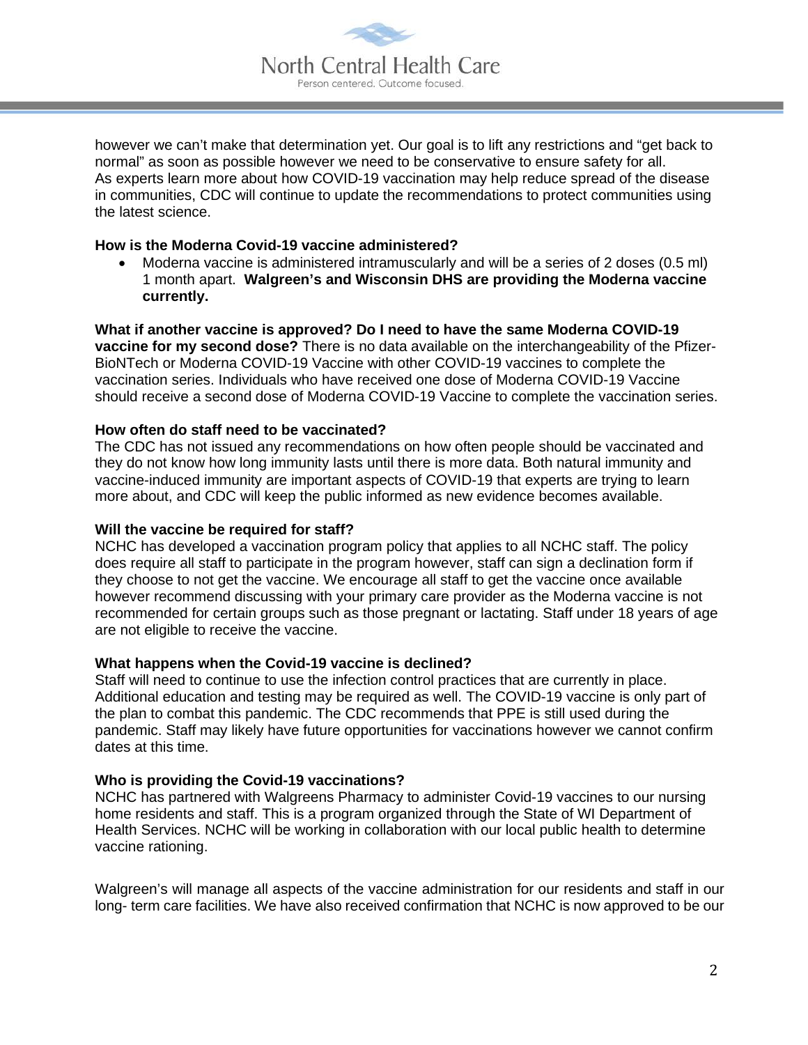however we can't make that determination yet. Our goal is to lift any restrictions and "get back to normal" as soon as possible however we need to be conservative to ensure safety for all.
As experts learn more about how COVID-19 vaccination may help reduce spread of the disease in communities, CDC will continue to update the recommendations to protect communities using the latest science.

**How is the Moderna Covid-19 vaccine administered?**

- Moderna vaccine is administered intramuscularly and will be a series of 2 doses (0.5 ml) 1 month apart. **Walgreen's and Wisconsin DHS are providing the Moderna vaccine currently.**

**What if another vaccine is approved? Do I need to have the same Moderna COVID-19 vaccine for my second dose?** There is no data available on the interchangeability of the Pfizer-BioNTech or Moderna COVID-19 Vaccine with other COVID-19 vaccines to complete the vaccination series. Individuals who have received one dose of Moderna COVID-19 Vaccine should receive a second dose of Moderna COVID-19 Vaccine to complete the vaccination series.

**How often do staff need to be vaccinated?**
The CDC has not issued any recommendations on how often people should be vaccinated and they do not know how long immunity lasts until there is more data. Both natural immunity and vaccine-induced immunity are important aspects of COVID-19 that experts are trying to learn more about, and CDC will keep the public informed as new evidence becomes available.

**Will the vaccine be required for staff?**
NCHC has developed a vaccination program policy that applies to all NCHC staff. The policy does require all staff to participate in the program however, staff can sign a declination form if they choose to not get the vaccine. We encourage all staff to get the vaccine once available however recommend discussing with your primary care provider as the Moderna vaccine is not recommended for certain groups such as those pregnant or lactating. Staff under 18 years of age are not eligible to receive the vaccine.

**What happens when the Covid-19 vaccine is declined?**
Staff will need to continue to use the infection control practices that are currently in place. Additional education and testing may be required as well. The COVID-19 vaccine is only part of the plan to combat this pandemic. The CDC recommends that PPE is still used during the pandemic. Staff may likely have future opportunities for vaccinations however we cannot confirm dates at this time.

**Who is providing the Covid-19 vaccinations?**
NCHC has partnered with Walgreens Pharmacy to administer Covid-19 vaccines to our nursing home residents and staff. This is a program organized through the State of WI Department of Health Services. NCHC will be working in collaboration with our local public health to determine vaccine rationing.

Walgreen's will manage all aspects of the vaccine administration for our residents and staff in our long- term care facilities. We have also received confirmation that NCHC is now approved to be our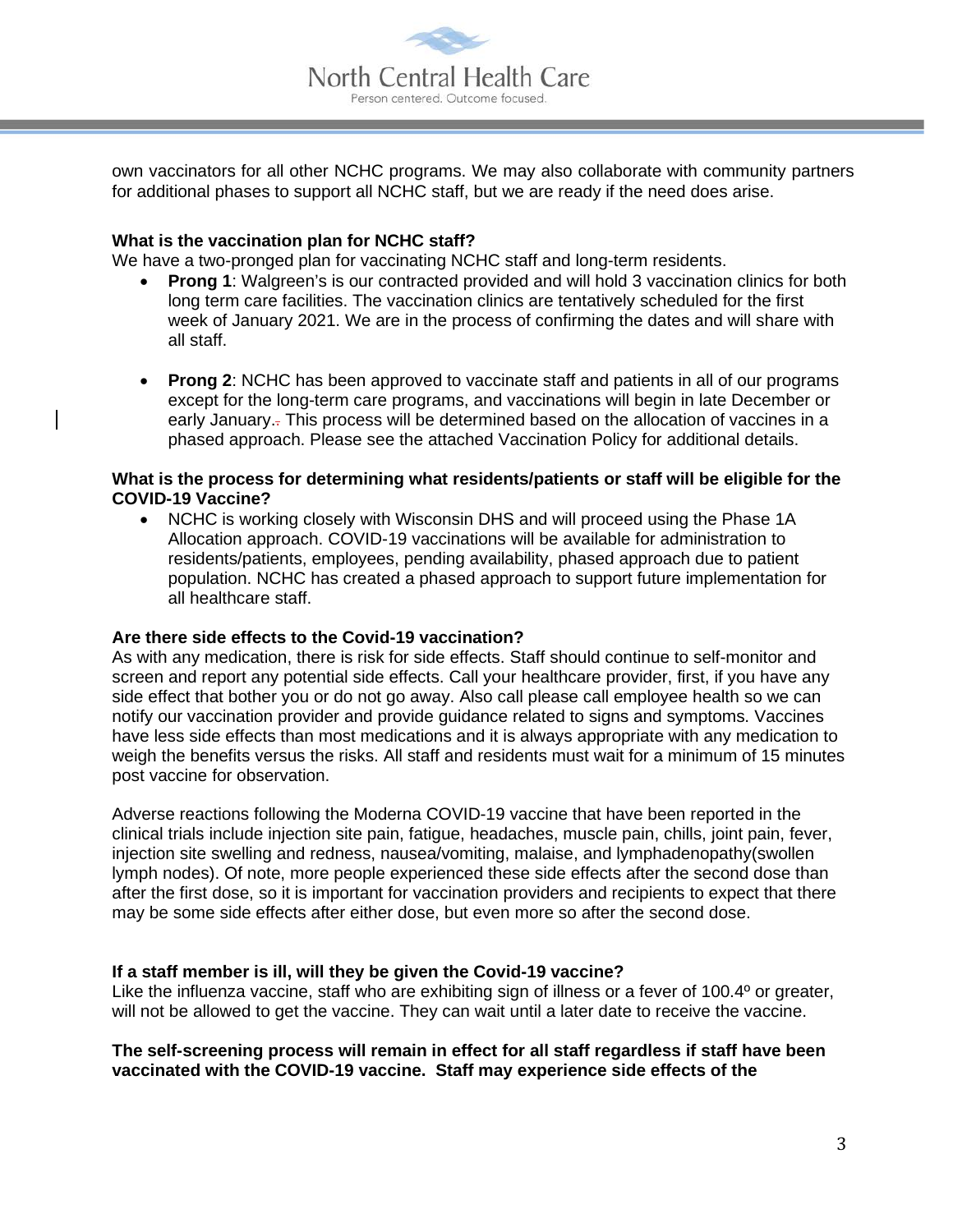own vaccinators for all other NCHC programs. We may also collaborate with community partners for additional phases to support all NCHC staff, but we are ready if the need does arise.

**What is the vaccination plan for NCHC staff?**

We have a two-pronged plan for vaccinating NCHC staff and long-term residents.

- **Prong 1**: Walgreen's is our contracted provided and will hold 3 vaccination clinics for both long term care facilities. The vaccination clinics are tentatively scheduled for the first week of January 2021. We are in the process of confirming the dates and will share with all staff.

- **Prong 2**: NCHC has been approved to vaccinate staff and patients in all of our programs except for the long-term care programs, and vaccinations will begin in late December or early January. This process will be determined based on the allocation of vaccines in a phased approach. Please see the attached Vaccination Policy for additional details.

**What is the process for determining what residents/patients or staff will be eligible for the COVID-19 Vaccine?**

- NCHC is working closely with Wisconsin DHS and will proceed using the Phase 1A Allocation approach. COVID-19 vaccinations will be available for administration to residents/patients, employees, pending availability, phased approach due to patient population. NCHC has created a phased approach to support future implementation for all healthcare staff.

**Are there side effects to the Covid-19 vaccination?**

As with any medication, there is risk for side effects. Staff should continue to self-monitor and screen and report any potential side effects. Call your healthcare provider, first, if you have any side effect that bother you or do not go away. Also call please call employee health so we can notify our vaccination provider and provide guidance related to signs and symptoms. Vaccines have less side effects than most medications and it is always appropriate with any medication to weigh the benefits versus the risks. All staff and residents must wait for a minimum of 15 minutes post vaccine for observation.

Adverse reactions following the Moderna COVID-19 vaccine that have been reported in the clinical trials include injection site pain, fatigue, headaches, muscle pain, chills, joint pain, fever, injection site swelling and redness, nausea/vomiting, malaise, and lymphadenopathy(swollen lymph nodes). Of note, more people experienced these side effects after the second dose than after the first dose, so it is important for vaccination providers and recipients to expect that there may be some side effects after either dose, but even more so after the second dose.

**If a staff member is ill, will they be given the Covid-19 vaccine?**

Like the influenza vaccine, staff who are exhibiting sign of illness or a fever of 100.4º or greater, will not be allowed to get the vaccine. They can wait until a later date to receive the vaccine.

**The self-screening process will remain in effect for all staff regardless if staff have been vaccinated with the COVID-19 vaccine. Staff may experience side effects of the**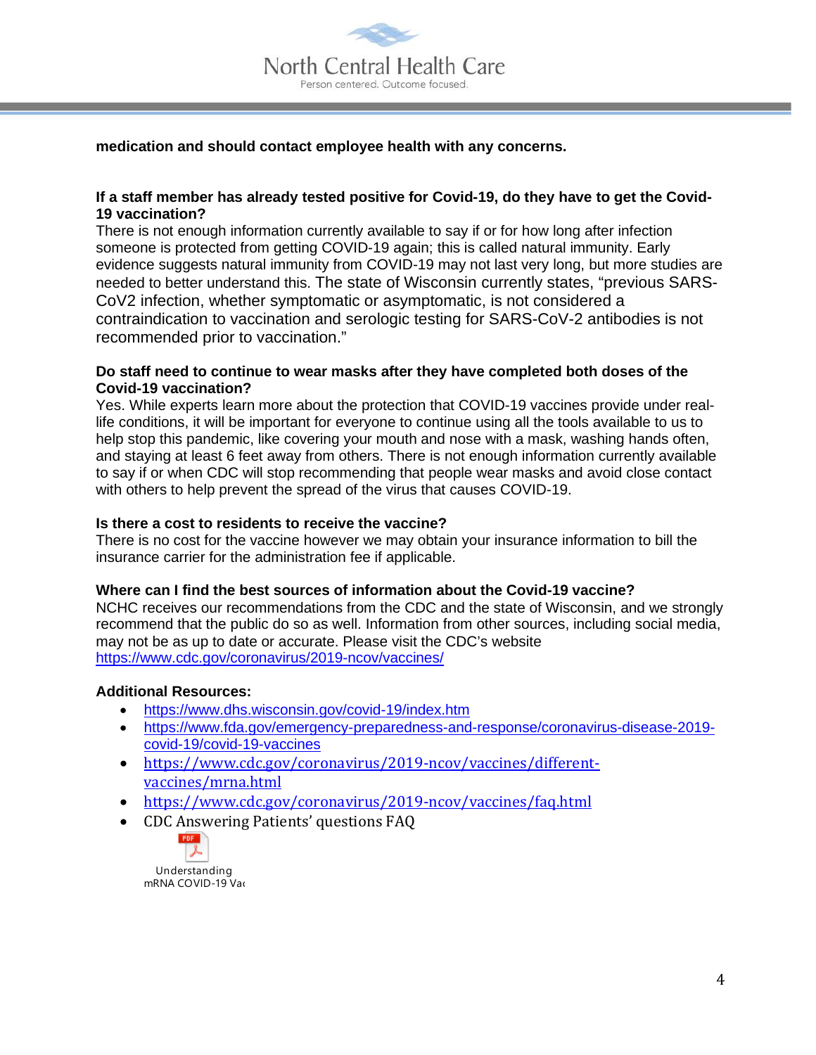**medication and should contact employee health with any concerns.**

**If a staff member has already tested positive for Covid-19, do they have to get the Covid-19 vaccination?**

There is not enough information currently available to say if or for how long after infection someone is protected from getting COVID-19 again; this is called natural immunity. Early evidence suggests natural immunity from COVID-19 may not last very long, but more studies are needed to better understand this. The state of Wisconsin currently states, "previous SARS-CoV2 infection, whether symptomatic or asymptomatic, is not considered a contraindication to vaccination and serologic testing for SARS-CoV-2 antibodies is not recommended prior to vaccination."

**Do staff need to continue to wear masks after they have completed both doses of the Covid-19 vaccination?**

Yes. While experts learn more about the protection that COVID-19 vaccines provide under real-life conditions, it will be important for everyone to continue using all the tools available to us to help stop this pandemic, like covering your mouth and nose with a mask, washing hands often, and staying at least 6 feet away from others. There is not enough information currently available to say if or when CDC will stop recommending that people wear masks and avoid close contact with others to help prevent the spread of the virus that causes COVID-19.

**Is there a cost to residents to receive the vaccine?**

There is no cost for the vaccine however we may obtain your insurance information to bill the insurance carrier for the administration fee if applicable.

**Where can I find the best sources of information about the Covid-19 vaccine?**

NCHC receives our recommendations from the CDC and the state of Wisconsin, and we strongly recommend that the public do so as well. Information from other sources, including social media, may not be as up to date or accurate. Please visit the CDC's website https://www.cdc.gov/coronavirus/2019-ncov/vaccines/

**Additional Resources:**

- https://www.dhs.wisconsin.gov/covid-19/index.htm
- https://www.fda.gov/emergency-preparedness-and-response/coronavirus-disease-2019-covid-19/covid-19-vaccines
- https://www.cdc.gov/coronavirus/2019-ncov/vaccines/different-vaccines/mrna.html
- https://www.cdc.gov/coronavirus/2019-ncov/vaccines/faq.html
- CDC Answering Patients' questions FAQ

Understanding mRNA COVID-19 Va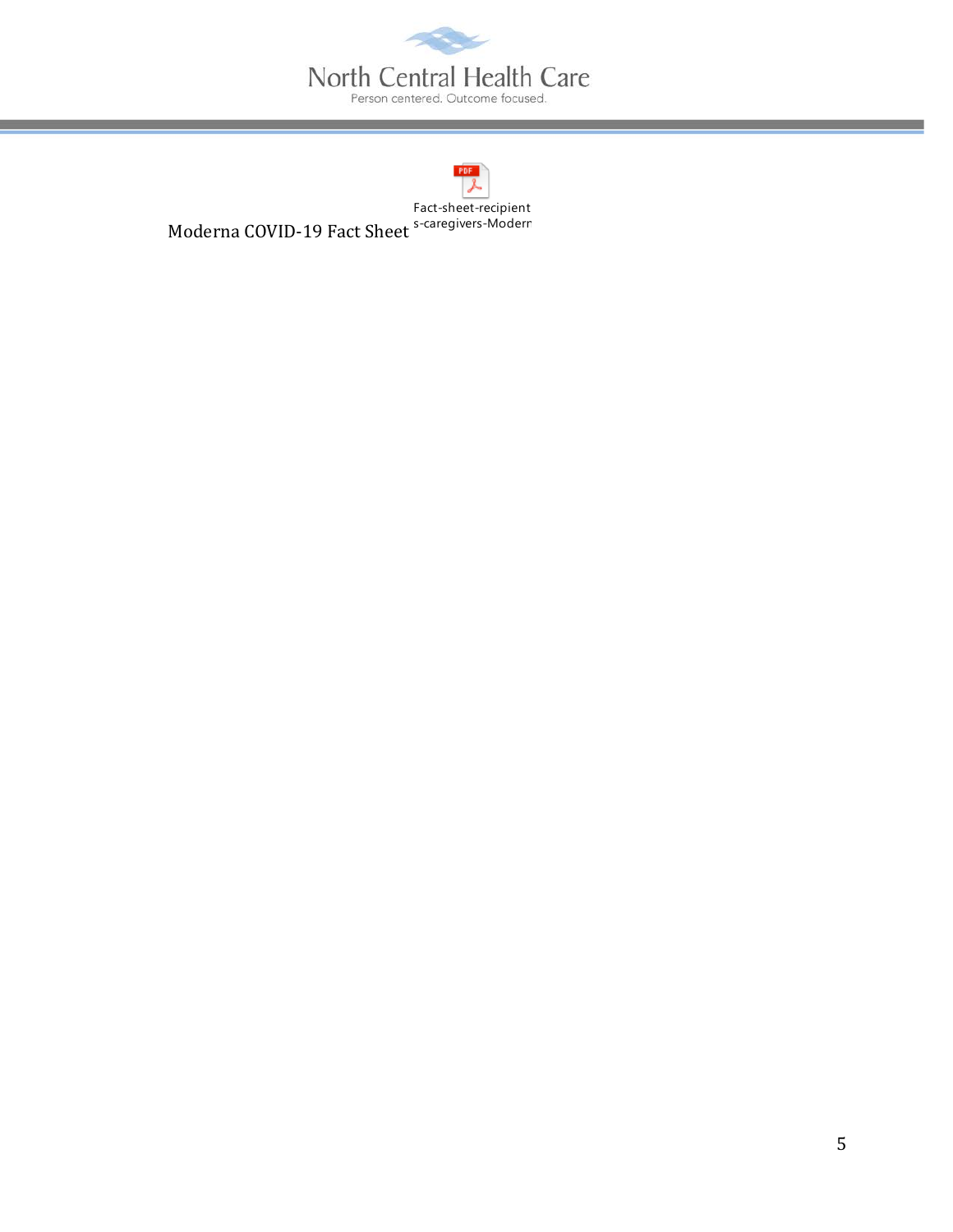Moderna COVID-19 Fact Sheet

Fact-sheet-recipients-caregivers-Modern